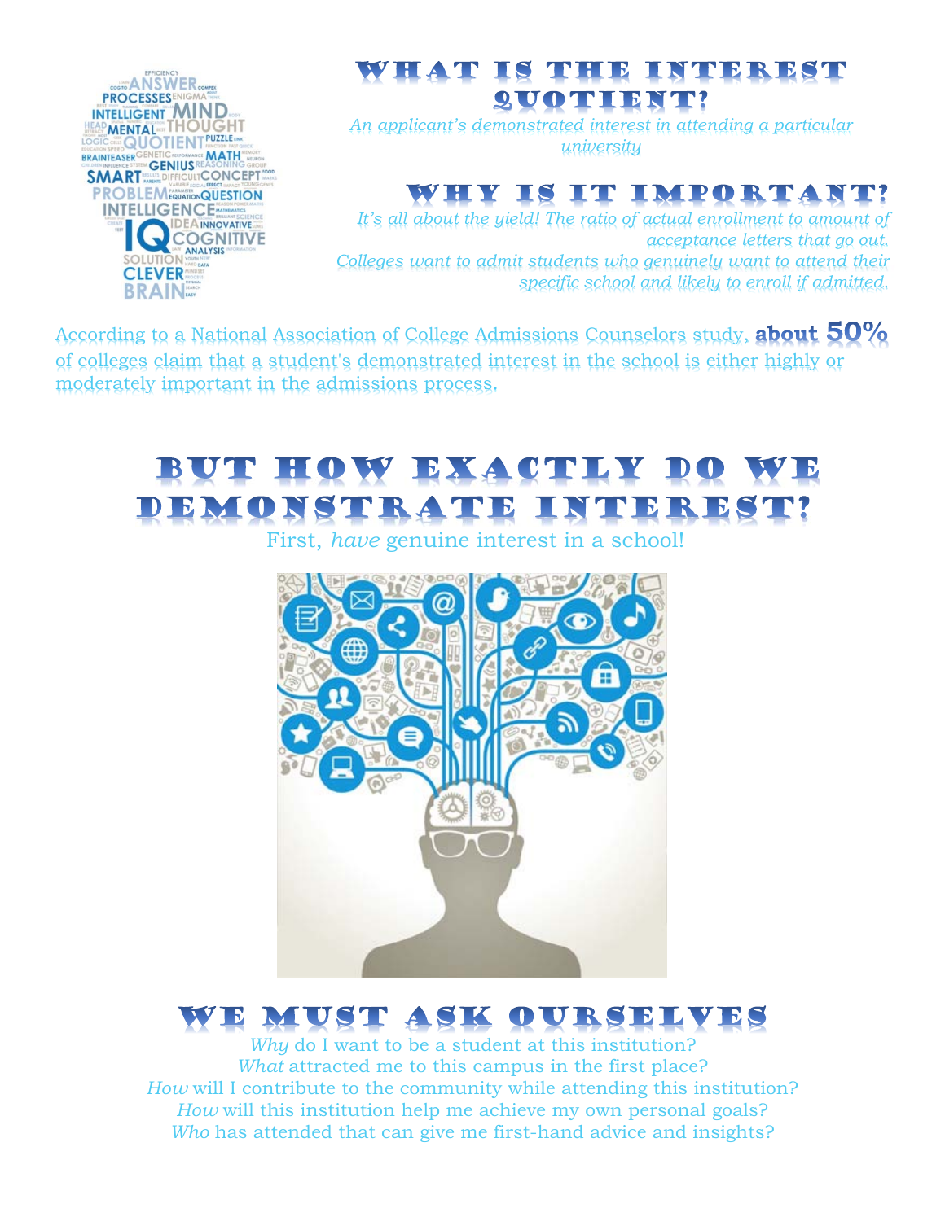## What is the Interest Quotient?

*An applicant's demonstrated interest in attending a particular university*

## Why is it important?

*It's all about the yield! The ratio of actual enrollment to amount of acceptance letters that go out.*

*Colleges want to admit students who genuinely want to attend their specific school and likely to enroll if admitted.*

According to a National Association of College Admissions Counselors study, **about 50%** of colleges claim that a student's demonstrated interest in the school is either highly or moderately important in the admissions process.

## But how exactly do we demonstrate interest?

First, *have* genuine interest in a school!

## We must ask ourselves

*Why* do I want to be a student at this institution?
*What* attracted me to this campus in the first place?
*How* will I contribute to the community while attending this institution?
*How* will this institution help me achieve my own personal goals?
*Who* has attended that can give me first-hand advice and insights?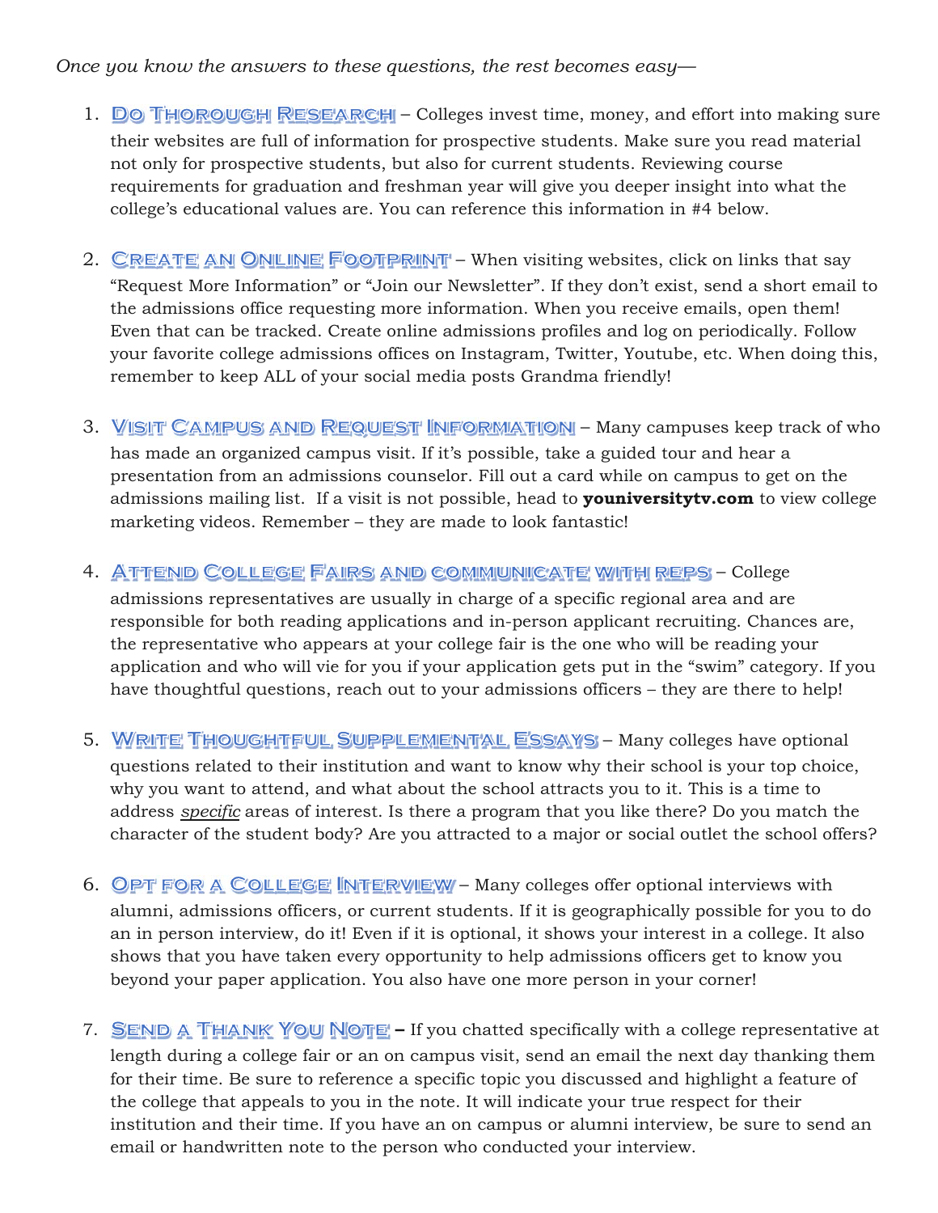*Once you know the answers to these questions, the rest becomes easy—*

1. **Do Thorough Research** – Colleges invest time, money, and effort into making sure their websites are full of information for prospective students. Make sure you read material not only for prospective students, but also for current students. Reviewing course requirements for graduation and freshman year will give you deeper insight into what the college's educational values are. You can reference this information in #4 below.

2. **Create an Online Footprint** – When visiting websites, click on links that say "Request More Information" or "Join our Newsletter". If they don't exist, send a short email to the admissions office requesting more information. When you receive emails, open them! Even that can be tracked. Create online admissions profiles and log on periodically. Follow your favorite college admissions offices on Instagram, Twitter, Youtube, etc. When doing this, remember to keep ALL of your social media posts Grandma friendly!

3. **Visit Campus and Request Information** – Many campuses keep track of who has made an organized campus visit. If it's possible, take a guided tour and hear a presentation from an admissions counselor. Fill out a card while on campus to get on the admissions mailing list. If a visit is not possible, head to **youniversitytv.com** to view college marketing videos. Remember – they are made to look fantastic!

4. **Attend College Fairs and communicate with reps** – College admissions representatives are usually in charge of a specific regional area and are responsible for both reading applications and in-person applicant recruiting. Chances are, the representative who appears at your college fair is the one who will be reading your application and who will vie for you if your application gets put in the "swim" category. If you have thoughtful questions, reach out to your admissions officers – they are there to help!

5. **Write Thoughtful Supplemental Essays** – Many colleges have optional questions related to their institution and want to know why their school is your top choice, why you want to attend, and what about the school attracts you to it. This is a time to address ***specific*** areas of interest. Is there a program that you like there? Do you match the character of the student body? Are you attracted to a major or social outlet the school offers?

6. **Opt for a College Interview** – Many colleges offer optional interviews with alumni, admissions officers, or current students. If it is geographically possible for you to do an in person interview, do it! Even if it is optional, it shows your interest in a college. It also shows that you have taken every opportunity to help admissions officers get to know you beyond your paper application. You also have one more person in your corner!

7. **Send a Thank You Note** – If you chatted specifically with a college representative at length during a college fair or an on campus visit, send an email the next day thanking them for their time. Be sure to reference a specific topic you discussed and highlight a feature of the college that appeals to you in the note. It will indicate your true respect for their institution and their time. If you have an on campus or alumni interview, be sure to send an email or handwritten note to the person who conducted your interview.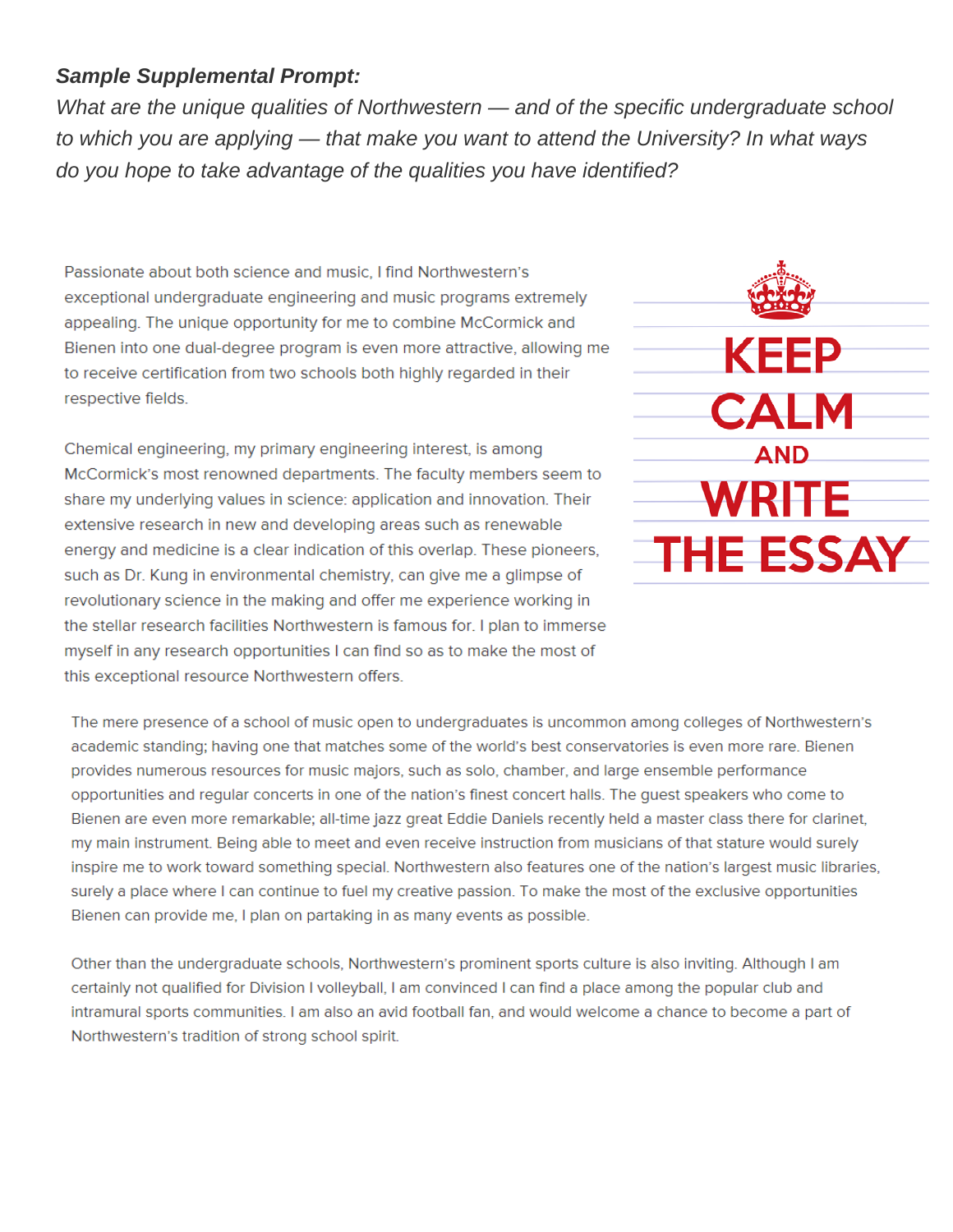***Sample Supplemental Prompt:***

*What are the unique qualities of Northwestern — and of the specific undergraduate school to which you are applying — that make you want to attend the University? In what ways do you hope to take advantage of the qualities you have identified?*

Passionate about both science and music, I find Northwestern's exceptional undergraduate engineering and music programs extremely appealing. The unique opportunity for me to combine McCormick and Bienen into one dual-degree program is even more attractive, allowing me to receive certification from two schools both highly regarded in their respective fields.

Chemical engineering, my primary engineering interest, is among McCormick's most renowned departments. The faculty members seem to share my underlying values in science: application and innovation. Their extensive research in new and developing areas such as renewable energy and medicine is a clear indication of this overlap. These pioneers, such as Dr. Kung in environmental chemistry, can give me a glimpse of revolutionary science in the making and offer me experience working in the stellar research facilities Northwestern is famous for. I plan to immerse myself in any research opportunities I can find so as to make the most of this exceptional resource Northwestern offers.

KEEP CALM AND WRITE THE ESSAY

The mere presence of a school of music open to undergraduates is uncommon among colleges of Northwestern's academic standing; having one that matches some of the world's best conservatories is even more rare. Bienen provides numerous resources for music majors, such as solo, chamber, and large ensemble performance opportunities and regular concerts in one of the nation's finest concert halls. The guest speakers who come to Bienen are even more remarkable; all-time jazz great Eddie Daniels recently held a master class there for clarinet, my main instrument. Being able to meet and even receive instruction from musicians of that stature would surely inspire me to work toward something special. Northwestern also features one of the nation's largest music libraries, surely a place where I can continue to fuel my creative passion. To make the most of the exclusive opportunities Bienen can provide me, I plan on partaking in as many events as possible.

Other than the undergraduate schools, Northwestern's prominent sports culture is also inviting. Although I am certainly not qualified for Division I volleyball, I am convinced I can find a place among the popular club and intramural sports communities. I am also an avid football fan, and would welcome a chance to become a part of Northwestern's tradition of strong school spirit.